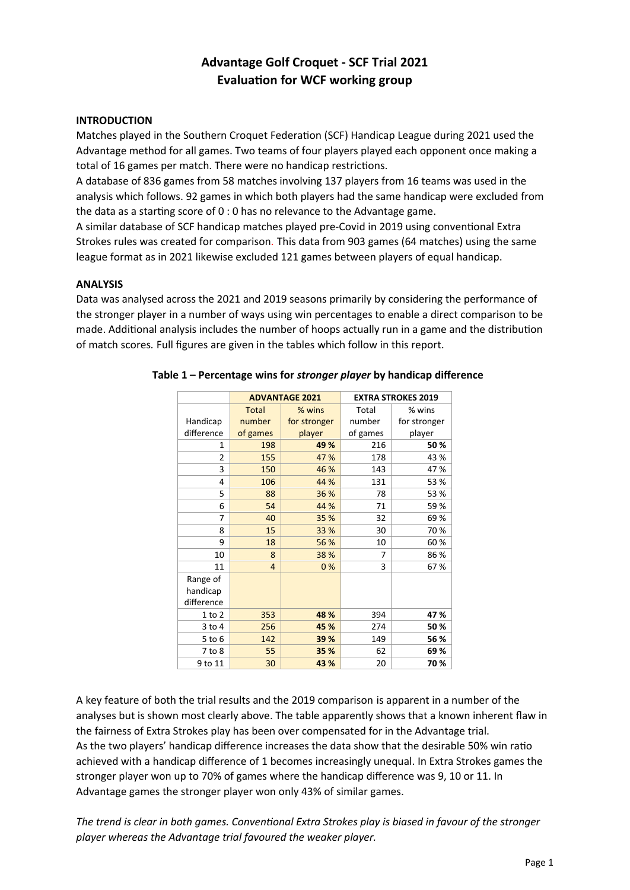# Advantage Golf Croquet - SCF Trial 2021
## Evaluation for WCF working group

**INTRODUCTION**

Matches played in the Southern Croquet Federation (SCF) Handicap League during 2021 used the Advantage method for all games. Two teams of four players played each opponent once making a total of 16 games per match. There were no handicap restrictions.

A database of 836 games from 58 matches involving 137 players from 16 teams was used in the analysis which follows. 92 games in which both players had the same handicap were excluded from the data as a starting score of 0 : 0 has no relevance to the Advantage game.

A similar database of SCF handicap matches played pre-Covid in 2019 using conventional Extra Strokes rules was created for comparison. This data from 903 games (64 matches) using the same league format as in 2021 likewise excluded 121 games between players of equal handicap.

**ANALYSIS**

Data was analysed across the 2021 and 2019 seasons primarily by considering the performance of the stronger player in a number of ways using win percentages to enable a direct comparison to be made. Additional analysis includes the number of hoops actually run in a game and the distribution of match scores. Full figures are given in the tables which follow in this report.

**Table 1 – Percentage wins for *stronger player* by handicap difference**

| | ADVANTAGE 2021 | | EXTRA STROKES 2019 | |
|---|---|---|---|---|
| Handicap difference | Total number of games | % wins for stronger player | Total number of games | % wins for stronger player |
| 1 | 198 | **49 %** | 216 | **50 %** |
| 2 | 155 | 47 % | 178 | 43 % |
| 3 | 150 | 46 % | 143 | 47 % |
| 4 | 106 | 44 % | 131 | 53 % |
| 5 | 88 | 36 % | 78 | 53 % |
| 6 | 54 | 44 % | 71 | 59 % |
| 7 | 40 | 35 % | 32 | 69 % |
| 8 | 15 | 33 % | 30 | 70 % |
| 9 | 18 | 56 % | 10 | 60 % |
| 10 | 8 | 38 % | 7 | 86 % |
| 11 | 4 | 0 % | 3 | 67 % |
| Range of handicap difference | | | | |
| 1 to 2 | 353 | **48 %** | 394 | **47 %** |
| 3 to 4 | 256 | **45 %** | 274 | **50 %** |
| 5 to 6 | 142 | **39 %** | 149 | **56 %** |
| 7 to 8 | 55 | **35 %** | 62 | **69 %** |
| 9 to 11 | 30 | **43 %** | 20 | **70 %** |

A key feature of both the trial results and the 2019 comparison is apparent in a number of the analyses but is shown most clearly above. The table apparently shows that a known inherent flaw in the fairness of Extra Strokes play has been over compensated for in the Advantage trial.

As the two players' handicap difference increases the data show that the desirable 50% win ratio achieved with a handicap difference of 1 becomes increasingly unequal. In Extra Strokes games the stronger player won up to 70% of games where the handicap difference was 9, 10 or 11. In Advantage games the stronger player won only 43% of similar games.

*The trend is clear in both games. Conventional Extra Strokes play is biased in favour of the stronger player whereas the Advantage trial favoured the weaker player.*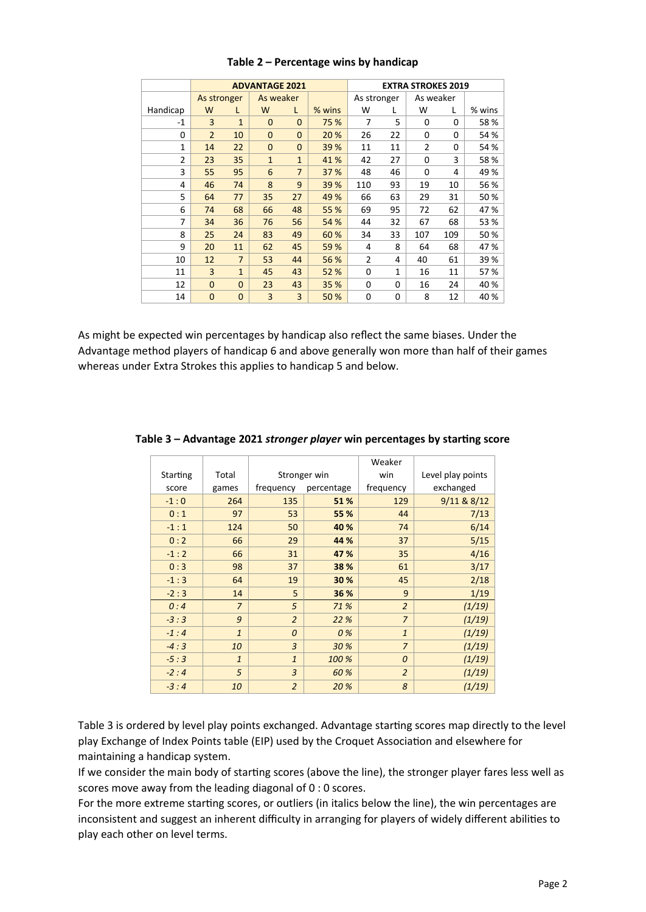**Table 2 – Percentage wins by handicap**

| | ADVANTAGE 2021 | | | | | EXTRA STROKES 2019 | | | | |
|---|---|---|---|---|---|---|---|---|---|---|
| | As stronger | | As weaker | | | As stronger | | As weaker | | |
| Handicap | W | L | W | L | % wins | W | L | W | L | % wins |
| -1 | 3 | 1 | 0 | 0 | 75 % | 7 | 5 | 0 | 0 | 58 % |
| 0 | 2 | 10 | 0 | 0 | 20 % | 26 | 22 | 0 | 0 | 54 % |
| 1 | 14 | 22 | 0 | 0 | 39 % | 11 | 11 | 2 | 0 | 54 % |
| 2 | 23 | 35 | 1 | 1 | 41 % | 42 | 27 | 0 | 3 | 58 % |
| 3 | 55 | 95 | 6 | 7 | 37 % | 48 | 46 | 0 | 4 | 49 % |
| 4 | 46 | 74 | 8 | 9 | 39 % | 110 | 93 | 19 | 10 | 56 % |
| 5 | 64 | 77 | 35 | 27 | 49 % | 66 | 63 | 29 | 31 | 50 % |
| 6 | 74 | 68 | 66 | 48 | 55 % | 69 | 95 | 72 | 62 | 47 % |
| 7 | 34 | 36 | 76 | 56 | 54 % | 44 | 32 | 67 | 68 | 53 % |
| 8 | 25 | 24 | 83 | 49 | 60 % | 34 | 33 | 107 | 109 | 50 % |
| 9 | 20 | 11 | 62 | 45 | 59 % | 4 | 8 | 64 | 68 | 47 % |
| 10 | 12 | 7 | 53 | 44 | 56 % | 2 | 4 | 40 | 61 | 39 % |
| 11 | 3 | 1 | 45 | 43 | 52 % | 0 | 1 | 16 | 11 | 57 % |
| 12 | 0 | 0 | 23 | 43 | 35 % | 0 | 0 | 16 | 24 | 40 % |
| 14 | 0 | 0 | 3 | 3 | 50 % | 0 | 0 | 8 | 12 | 40 % |

As might be expected win percentages by handicap also reflect the same biases. Under the Advantage method players of handicap 6 and above generally won more than half of their games whereas under Extra Strokes this applies to handicap 5 and below.

**Table 3 – Advantage 2021 *stronger player* win percentages by starting score**

| Starting score | Total games | Stronger win frequency | Stronger win percentage | Weaker win frequency | Level play points exchanged |
|---|---|---|---|---|---|
| -1 : 0 | 264 | 135 | **51 %** | 129 | 9/11 & 8/12 |
| 0 : 1 | 97 | 53 | **55 %** | 44 | 7/13 |
| -1 : 1 | 124 | 50 | **40 %** | 74 | 6/14 |
| 0 : 2 | 66 | 29 | **44 %** | 37 | 5/15 |
| -1 : 2 | 66 | 31 | **47 %** | 35 | 4/16 |
| 0 : 3 | 98 | 37 | **38 %** | 61 | 3/17 |
| -1 : 3 | 64 | 19 | **30 %** | 45 | 2/18 |
| -2 : 3 | 14 | 5 | **36 %** | 9 | 1/19 |
| *0 : 4* | *7* | *5* | *71 %* | *2* | *(1/19)* |
| *-3 : 3* | *9* | *2* | *22 %* | *7* | *(1/19)* |
| *-1 : 4* | *1* | *0* | *0 %* | *1* | *(1/19)* |
| *-4 : 3* | *10* | *3* | *30 %* | *7* | *(1/19)* |
| *-5 : 3* | *1* | *1* | *100 %* | *0* | *(1/19)* |
| *-2 : 4* | *5* | *3* | *60 %* | *2* | *(1/19)* |
| *-3 : 4* | *10* | *2* | *20 %* | *8* | *(1/19)* |

Table 3 is ordered by level play points exchanged. Advantage starting scores map directly to the level play Exchange of Index Points table (EIP) used by the Croquet Association and elsewhere for maintaining a handicap system.

If we consider the main body of starting scores (above the line), the stronger player fares less well as scores move away from the leading diagonal of 0 : 0 scores.

For the more extreme starting scores, or outliers (in italics below the line), the win percentages are inconsistent and suggest an inherent difficulty in arranging for players of widely different abilities to play each other on level terms.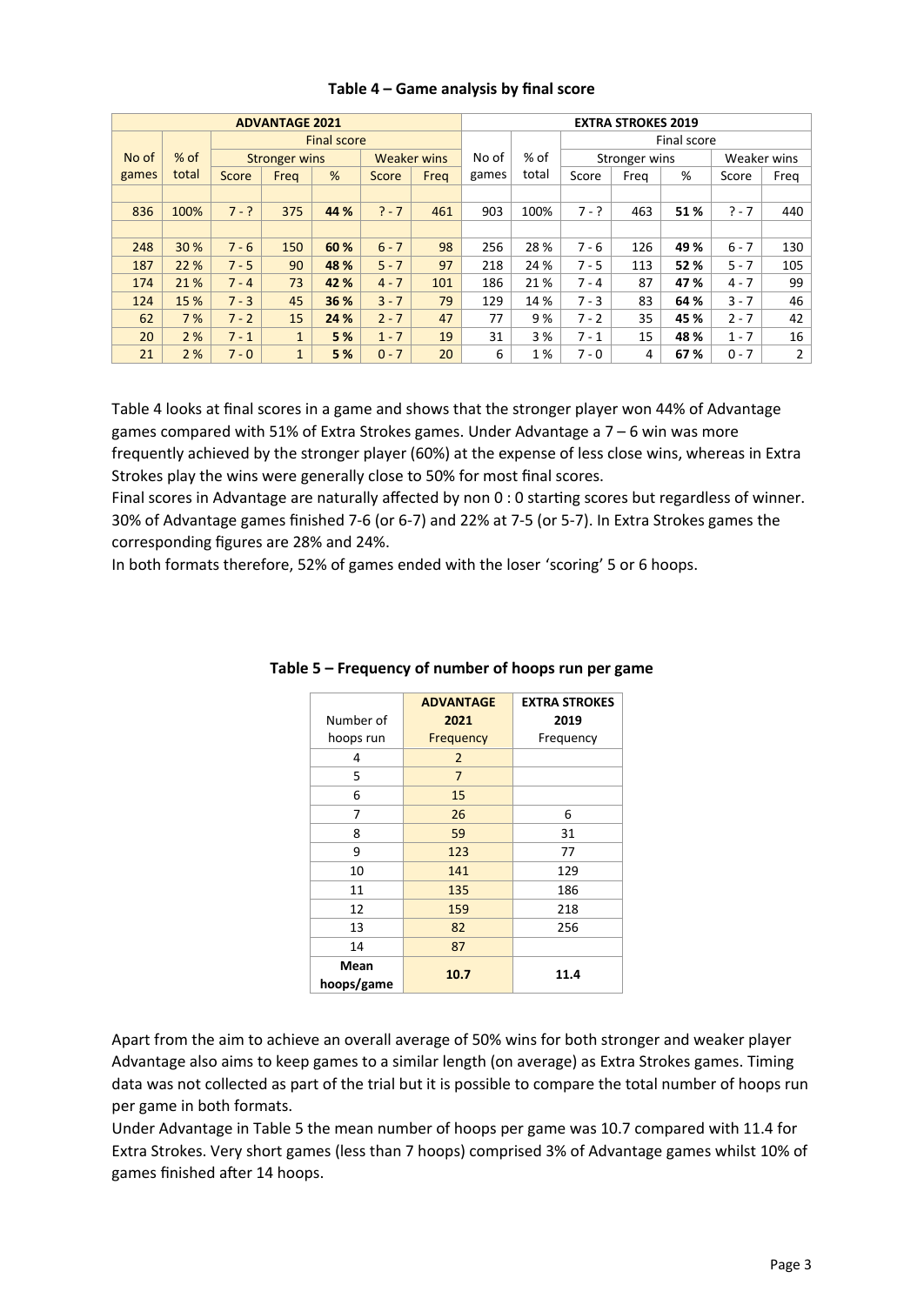### Table 4 – Game analysis by final score

| ADVANTAGE 2021 | | | | | | | EXTRA STROKES 2019 | | | | | | |
|---|---|---|---|---|---|---|---|---|---|---|---|---|---|
| | | Final score | | | | | | | Final score | | | | |
| No of games | % of total | Stronger wins | | | Weaker wins | | No of games | % of total | Stronger wins | | | Weaker wins | |
| | | Score | Freq | % | Score | Freq | | | Score | Freq | % | Score | Freq |
| 836 | 100% | 7 - ? | 375 | **44 %** | ? - 7 | 461 | 903 | 100% | 7 - ? | 463 | **51 %** | ? - 7 | 440 |
| 248 | 30 % | 7 - 6 | 150 | **60 %** | 6 - 7 | 98 | 256 | 28 % | 7 - 6 | 126 | **49 %** | 6 - 7 | 130 |
| 187 | 22 % | 7 - 5 | 90 | **48 %** | 5 - 7 | 97 | 218 | 24 % | 7 - 5 | 113 | **52 %** | 5 - 7 | 105 |
| 174 | 21 % | 7 - 4 | 73 | **42 %** | 4 - 7 | 101 | 186 | 21 % | 7 - 4 | 87 | **47 %** | 4 - 7 | 99 |
| 124 | 15 % | 7 - 3 | 45 | **36 %** | 3 - 7 | 79 | 129 | 14 % | 7 - 3 | 83 | **64 %** | 3 - 7 | 46 |
| 62 | 7 % | 7 - 2 | 15 | **24 %** | 2 - 7 | 47 | 77 | 9 % | 7 - 2 | 35 | **45 %** | 2 - 7 | 42 |
| 20 | 2 % | 7 - 1 | 1 | **5 %** | 1 - 7 | 19 | 31 | 3 % | 7 - 1 | 15 | **48 %** | 1 - 7 | 16 |
| 21 | 2 % | 7 - 0 | 1 | **5 %** | 0 - 7 | 20 | 6 | 1 % | 7 - 0 | 4 | **67 %** | 0 - 7 | 2 |

Table 4 looks at final scores in a game and shows that the stronger player won 44% of Advantage games compared with 51% of Extra Strokes games. Under Advantage a 7 – 6 win was more frequently achieved by the stronger player (60%) at the expense of less close wins, whereas in Extra Strokes play the wins were generally close to 50% for most final scores.

Final scores in Advantage are naturally affected by non 0 : 0 starting scores but regardless of winner. 30% of Advantage games finished 7-6 (or 6-7) and 22% at 7-5 (or 5-7). In Extra Strokes games the corresponding figures are 28% and 24%.

In both formats therefore, 52% of games ended with the loser 'scoring' 5 or 6 hoops.

### Table 5 – Frequency of number of hoops run per game

| Number of hoops run | ADVANTAGE 2021 Frequency | EXTRA STROKES 2019 Frequency |
|---|---|---|
| 4 | 2 | |
| 5 | 7 | |
| 6 | 15 | |
| 7 | 26 | 6 |
| 8 | 59 | 31 |
| 9 | 123 | 77 |
| 10 | 141 | 129 |
| 11 | 135 | 186 |
| 12 | 159 | 218 |
| 13 | 82 | 256 |
| 14 | 87 | |
| **Mean hoops/game** | **10.7** | **11.4** |

Apart from the aim to achieve an overall average of 50% wins for both stronger and weaker player Advantage also aims to keep games to a similar length (on average) as Extra Strokes games. Timing data was not collected as part of the trial but it is possible to compare the total number of hoops run per game in both formats.

Under Advantage in Table 5 the mean number of hoops per game was 10.7 compared with 11.4 for Extra Strokes. Very short games (less than 7 hoops) comprised 3% of Advantage games whilst 10% of games finished after 14 hoops.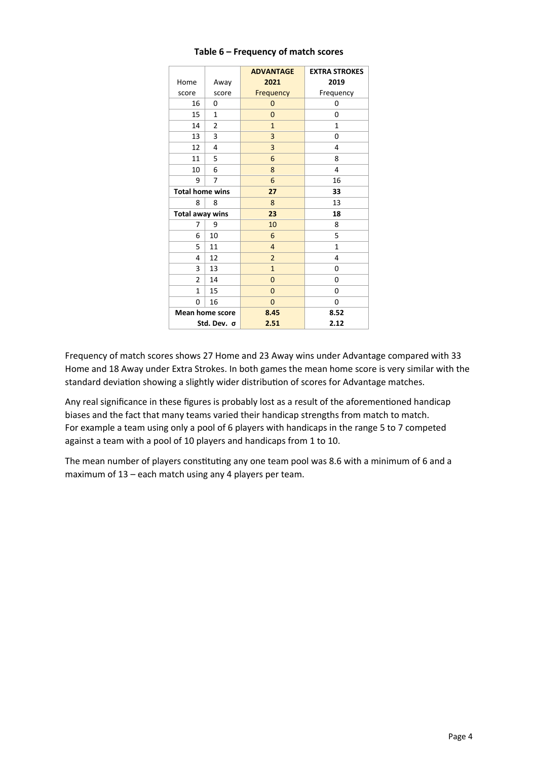**Table 6 – Frequency of match scores**

| Home score | Away score | ADVANTAGE 2021 Frequency | EXTRA STROKES 2019 Frequency |
|---|---|---|---|
| 16 | 0 | 0 | 0 |
| 15 | 1 | 0 | 0 |
| 14 | 2 | 1 | 1 |
| 13 | 3 | 3 | 0 |
| 12 | 4 | 3 | 4 |
| 11 | 5 | 6 | 8 |
| 10 | 6 | 8 | 4 |
| 9 | 7 | 6 | 16 |
| **Total home wins** | | **27** | **33** |
| 8 | 8 | 8 | 13 |
| **Total away wins** | | **23** | **18** |
| 7 | 9 | 10 | 8 |
| 6 | 10 | 6 | 5 |
| 5 | 11 | 4 | 1 |
| 4 | 12 | 2 | 4 |
| 3 | 13 | 1 | 0 |
| 2 | 14 | 0 | 0 |
| 1 | 15 | 0 | 0 |
| 0 | 16 | 0 | 0 |
| **Mean home score** | | **8.45** | **8.52** |
| **Std. Dev. σ** | | **2.51** | **2.12** |

Frequency of match scores shows 27 Home and 23 Away wins under Advantage compared with 33 Home and 18 Away under Extra Strokes. In both games the mean home score is very similar with the standard deviation showing a slightly wider distribution of scores for Advantage matches.

Any real significance in these figures is probably lost as a result of the aforementioned handicap biases and the fact that many teams varied their handicap strengths from match to match. For example a team using only a pool of 6 players with handicaps in the range 5 to 7 competed against a team with a pool of 10 players and handicaps from 1 to 10.

The mean number of players constituting any one team pool was 8.6 with a minimum of 6 and a maximum of 13 – each match using any 4 players per team.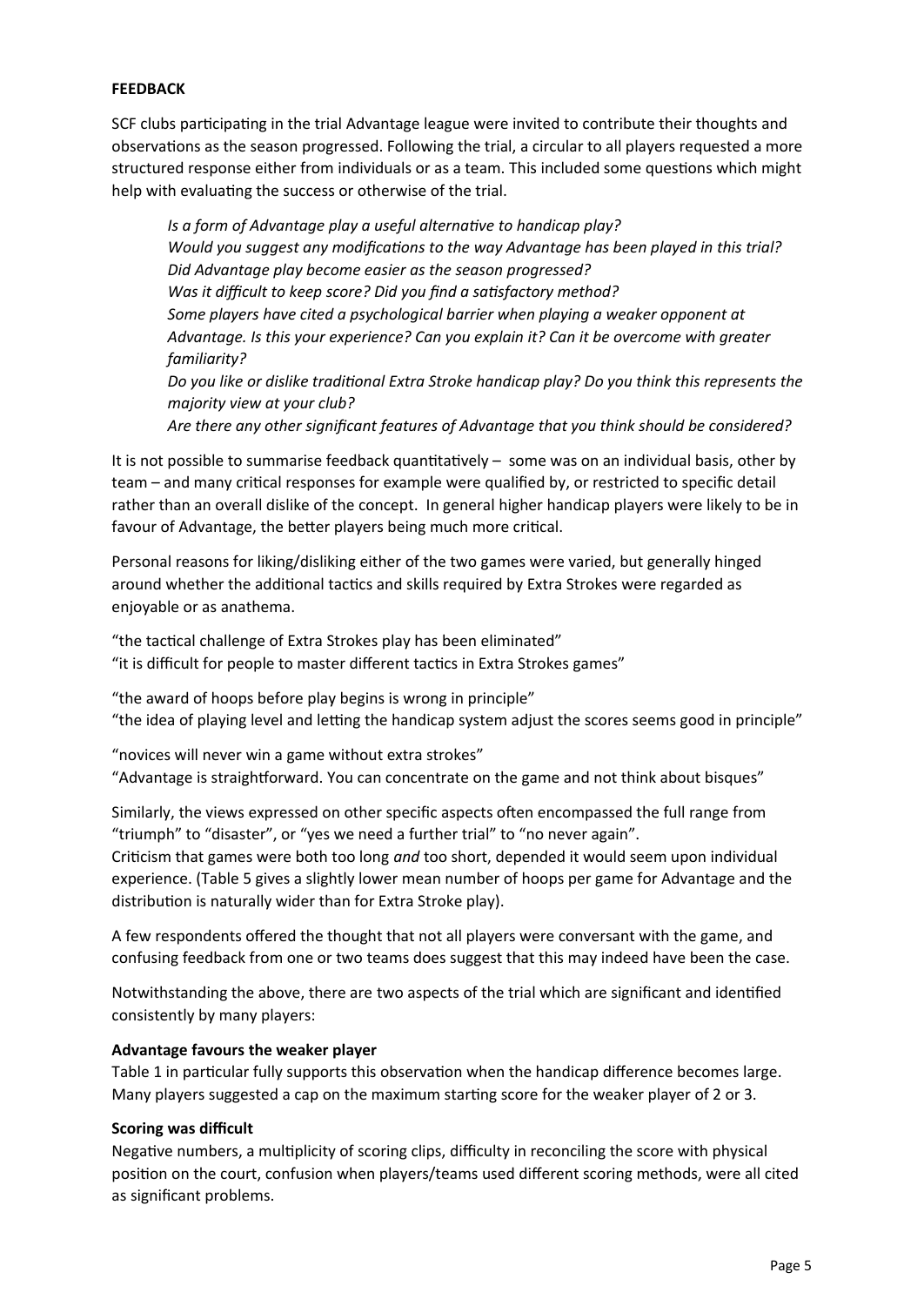**FEEDBACK**

SCF clubs participating in the trial Advantage league were invited to contribute their thoughts and observations as the season progressed. Following the trial, a circular to all players requested a more structured response either from individuals or as a team. This included some questions which might help with evaluating the success or otherwise of the trial.

> *Is a form of Advantage play a useful alternative to handicap play?*
> *Would you suggest any modifications to the way Advantage has been played in this trial?*
> *Did Advantage play become easier as the season progressed?*
> *Was it difficult to keep score? Did you find a satisfactory method?*
> *Some players have cited a psychological barrier when playing a weaker opponent at Advantage. Is this your experience? Can you explain it? Can it be overcome with greater familiarity?*
> *Do you like or dislike traditional Extra Stroke handicap play? Do you think this represents the majority view at your club?*
> *Are there any other significant features of Advantage that you think should be considered?*

It is not possible to summarise feedback quantitatively – some was on an individual basis, other by team – and many critical responses for example were qualified by, or restricted to specific detail rather than an overall dislike of the concept. In general higher handicap players were likely to be in favour of Advantage, the better players being much more critical.

Personal reasons for liking/disliking either of the two games were varied, but generally hinged around whether the additional tactics and skills required by Extra Strokes were regarded as enjoyable or as anathema.

"the tactical challenge of Extra Strokes play has been eliminated"
"it is difficult for people to master different tactics in Extra Strokes games"

"the award of hoops before play begins is wrong in principle"
"the idea of playing level and letting the handicap system adjust the scores seems good in principle"

"novices will never win a game without extra strokes"
"Advantage is straightforward. You can concentrate on the game and not think about bisques"

Similarly, the views expressed on other specific aspects often encompassed the full range from "triumph" to "disaster", or "yes we need a further trial" to "no never again".
Criticism that games were both too long *and* too short, depended it would seem upon individual experience. (Table 5 gives a slightly lower mean number of hoops per game for Advantage and the distribution is naturally wider than for Extra Stroke play).

A few respondents offered the thought that not all players were conversant with the game, and confusing feedback from one or two teams does suggest that this may indeed have been the case.

Notwithstanding the above, there are two aspects of the trial which are significant and identified consistently by many players:

**Advantage favours the weaker player**
Table 1 in particular fully supports this observation when the handicap difference becomes large. Many players suggested a cap on the maximum starting score for the weaker player of 2 or 3.

**Scoring was difficult**
Negative numbers, a multiplicity of scoring clips, difficulty in reconciling the score with physical position on the court, confusion when players/teams used different scoring methods, were all cited as significant problems.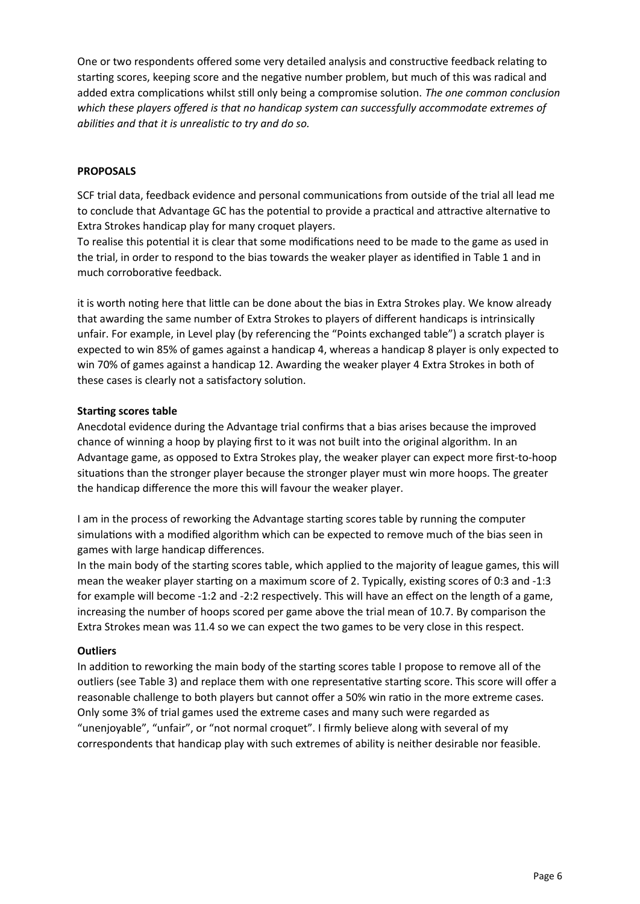One or two respondents offered some very detailed analysis and constructive feedback relating to starting scores, keeping score and the negative number problem, but much of this was radical and added extra complications whilst still only being a compromise solution. *The one common conclusion which these players offered is that no handicap system can successfully accommodate extremes of abilities and that it is unrealistic to try and do so.*

**PROPOSALS**

SCF trial data, feedback evidence and personal communications from outside of the trial all lead me to conclude that Advantage GC has the potential to provide a practical and attractive alternative to Extra Strokes handicap play for many croquet players.
To realise this potential it is clear that some modifications need to be made to the game as used in the trial, in order to respond to the bias towards the weaker player as identified in Table 1 and in much corroborative feedback.

it is worth noting here that little can be done about the bias in Extra Strokes play. We know already that awarding the same number of Extra Strokes to players of different handicaps is intrinsically unfair. For example, in Level play (by referencing the "Points exchanged table") a scratch player is expected to win 85% of games against a handicap 4, whereas a handicap 8 player is only expected to win 70% of games against a handicap 12. Awarding the weaker player 4 Extra Strokes in both of these cases is clearly not a satisfactory solution.

**Starting scores table**

Anecdotal evidence during the Advantage trial confirms that a bias arises because the improved chance of winning a hoop by playing first to it was not built into the original algorithm. In an Advantage game, as opposed to Extra Strokes play, the weaker player can expect more first-to-hoop situations than the stronger player because the stronger player must win more hoops. The greater the handicap difference the more this will favour the weaker player.

I am in the process of reworking the Advantage starting scores table by running the computer simulations with a modified algorithm which can be expected to remove much of the bias seen in games with large handicap differences.
In the main body of the starting scores table, which applied to the majority of league games, this will mean the weaker player starting on a maximum score of 2. Typically, existing scores of 0:3 and -1:3 for example will become -1:2 and -2:2 respectively. This will have an effect on the length of a game, increasing the number of hoops scored per game above the trial mean of 10.7. By comparison the Extra Strokes mean was 11.4 so we can expect the two games to be very close in this respect.

**Outliers**

In addition to reworking the main body of the starting scores table I propose to remove all of the outliers (see Table 3) and replace them with one representative starting score. This score will offer a reasonable challenge to both players but cannot offer a 50% win ratio in the more extreme cases. Only some 3% of trial games used the extreme cases and many such were regarded as "unenjoyable", "unfair", or "not normal croquet". I firmly believe along with several of my correspondents that handicap play with such extremes of ability is neither desirable nor feasible.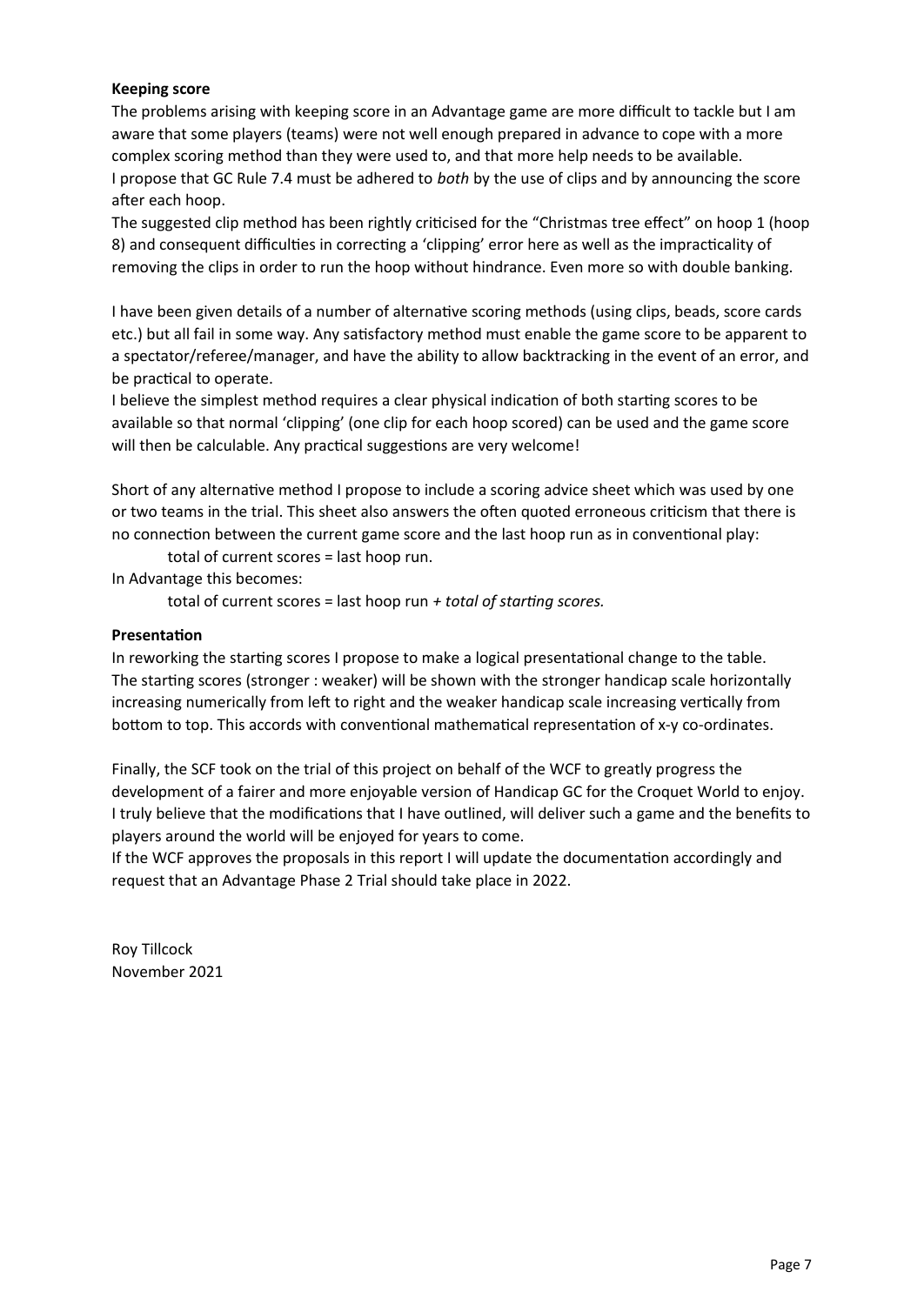**Keeping score**

The problems arising with keeping score in an Advantage game are more difficult to tackle but I am aware that some players (teams) were not well enough prepared in advance to cope with a more complex scoring method than they were used to, and that more help needs to be available.
I propose that GC Rule 7.4 must be adhered to *both* by the use of clips and by announcing the score after each hoop.
The suggested clip method has been rightly criticised for the "Christmas tree effect" on hoop 1 (hoop 8) and consequent difficulties in correcting a 'clipping' error here as well as the impracticality of removing the clips in order to run the hoop without hindrance. Even more so with double banking.

I have been given details of a number of alternative scoring methods (using clips, beads, score cards etc.) but all fail in some way. Any satisfactory method must enable the game score to be apparent to a spectator/referee/manager, and have the ability to allow backtracking in the event of an error, and be practical to operate.
I believe the simplest method requires a clear physical indication of both starting scores to be available so that normal 'clipping' (one clip for each hoop scored) can be used and the game score will then be calculable. Any practical suggestions are very welcome!

Short of any alternative method I propose to include a scoring advice sheet which was used by one or two teams in the trial. This sheet also answers the often quoted erroneous criticism that there is no connection between the current game score and the last hoop run as in conventional play:

total of current scores = last hoop run.

In Advantage this becomes:

total of current scores = last hoop run *+ total of starting scores.*

**Presentation**

In reworking the starting scores I propose to make a logical presentational change to the table. The starting scores (stronger : weaker) will be shown with the stronger handicap scale horizontally increasing numerically from left to right and the weaker handicap scale increasing vertically from bottom to top. This accords with conventional mathematical representation of x-y co-ordinates.

Finally, the SCF took on the trial of this project on behalf of the WCF to greatly progress the development of a fairer and more enjoyable version of Handicap GC for the Croquet World to enjoy. I truly believe that the modifications that I have outlined, will deliver such a game and the benefits to players around the world will be enjoyed for years to come.
If the WCF approves the proposals in this report I will update the documentation accordingly and request that an Advantage Phase 2 Trial should take place in 2022.

Roy Tillcock
November 2021